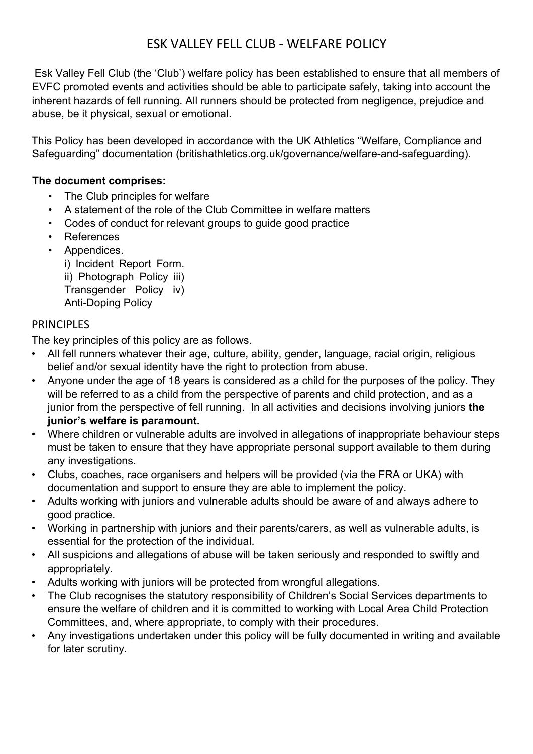# ESK VALLEY FELL CLUB - WELFARE POLICY

Esk Valley Fell Club (the 'Club') welfare policy has been established to ensure that all members of EVFC promoted events and activities should be able to participate safely, taking into account the inherent hazards of fell running. All runners should be protected from negligence, prejudice and abuse, be it physical, sexual or emotional.

This Policy has been developed in accordance with the UK Athletics "Welfare, Compliance and Safeguarding" documentation (britishathletics.org.uk/governance/welfare-and-safeguarding).

**The document comprises:**

- The Club principles for welfare
- A statement of the role of the Club Committee in welfare matters
- Codes of conduct for relevant groups to guide good practice
- References
- Appendices.
  i) Incident Report Form.
  ii) Photograph Policy
  iii) Transgender Policy
  iv) Anti-Doping Policy

## PRINCIPLES

The key principles of this policy are as follows.

- All fell runners whatever their age, culture, ability, gender, language, racial origin, religious belief and/or sexual identity have the right to protection from abuse.
- Anyone under the age of 18 years is considered as a child for the purposes of the policy. They will be referred to as a child from the perspective of parents and child protection, and as a junior from the perspective of fell running. In all activities and decisions involving juniors **the junior's welfare is paramount.**
- Where children or vulnerable adults are involved in allegations of inappropriate behaviour steps must be taken to ensure that they have appropriate personal support available to them during any investigations.
- Clubs, coaches, race organisers and helpers will be provided (via the FRA or UKA) with documentation and support to ensure they are able to implement the policy.
- Adults working with juniors and vulnerable adults should be aware of and always adhere to good practice.
- Working in partnership with juniors and their parents/carers, as well as vulnerable adults, is essential for the protection of the individual.
- All suspicions and allegations of abuse will be taken seriously and responded to swiftly and appropriately.
- Adults working with juniors will be protected from wrongful allegations.
- The Club recognises the statutory responsibility of Children's Social Services departments to ensure the welfare of children and it is committed to working with Local Area Child Protection Committees, and, where appropriate, to comply with their procedures.
- Any investigations undertaken under this policy will be fully documented in writing and available for later scrutiny.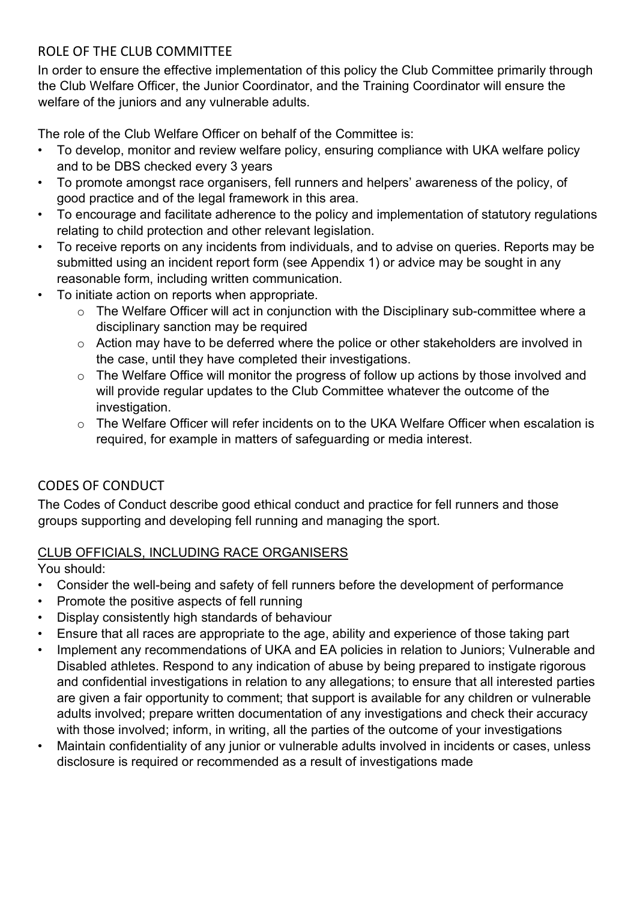## ROLE OF THE CLUB COMMITTEE

In order to ensure the effective implementation of this policy the Club Committee primarily through the Club Welfare Officer, the Junior Coordinator, and the Training Coordinator will ensure the welfare of the juniors and any vulnerable adults.

The role of the Club Welfare Officer on behalf of the Committee is:

- To develop, monitor and review welfare policy, ensuring compliance with UKA welfare policy and to be DBS checked every 3 years
- To promote amongst race organisers, fell runners and helpers' awareness of the policy, of good practice and of the legal framework in this area.
- To encourage and facilitate adherence to the policy and implementation of statutory regulations relating to child protection and other relevant legislation.
- To receive reports on any incidents from individuals, and to advise on queries. Reports may be submitted using an incident report form (see Appendix 1) or advice may be sought in any reasonable form, including written communication.
- To initiate action on reports when appropriate.
    - The Welfare Officer will act in conjunction with the Disciplinary sub-committee where a disciplinary sanction may be required
    - Action may have to be deferred where the police or other stakeholders are involved in the case, until they have completed their investigations.
    - The Welfare Office will monitor the progress of follow up actions by those involved and will provide regular updates to the Club Committee whatever the outcome of the investigation.
    - The Welfare Officer will refer incidents on to the UKA Welfare Officer when escalation is required, for example in matters of safeguarding or media interest.

## CODES OF CONDUCT

The Codes of Conduct describe good ethical conduct and practice for fell runners and those groups supporting and developing fell running and managing the sport.

### CLUB OFFICIALS, INCLUDING RACE ORGANISERS

You should:

- Consider the well-being and safety of fell runners before the development of performance
- Promote the positive aspects of fell running
- Display consistently high standards of behaviour
- Ensure that all races are appropriate to the age, ability and experience of those taking part
- Implement any recommendations of UKA and EA policies in relation to Juniors; Vulnerable and Disabled athletes. Respond to any indication of abuse by being prepared to instigate rigorous and confidential investigations in relation to any allegations; to ensure that all interested parties are given a fair opportunity to comment; that support is available for any children or vulnerable adults involved; prepare written documentation of any investigations and check their accuracy with those involved; inform, in writing, all the parties of the outcome of your investigations
- Maintain confidentiality of any junior or vulnerable adults involved in incidents or cases, unless disclosure is required or recommended as a result of investigations made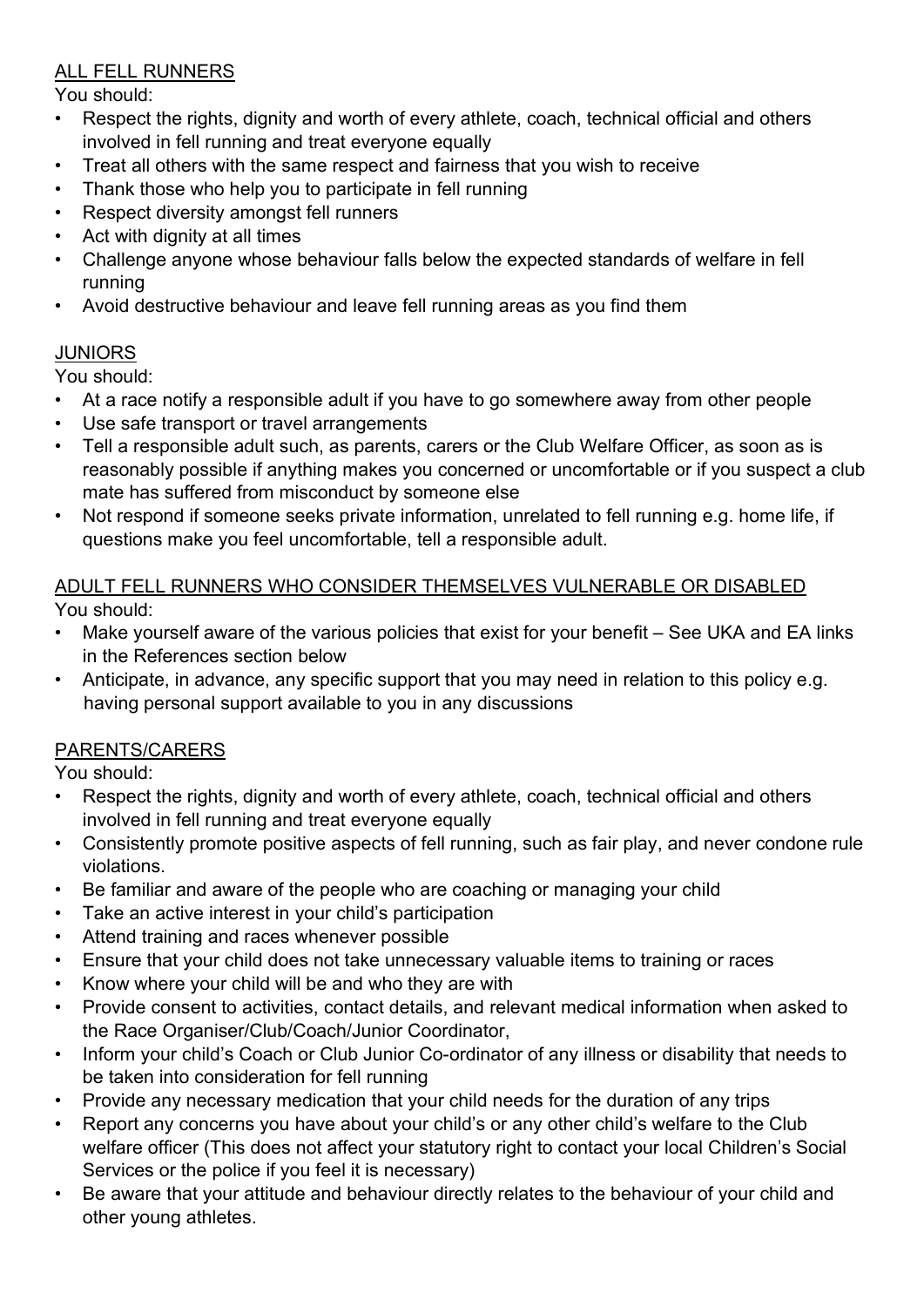## ALL FELL RUNNERS

You should:

- Respect the rights, dignity and worth of every athlete, coach, technical official and others involved in fell running and treat everyone equally
- Treat all others with the same respect and fairness that you wish to receive
- Thank those who help you to participate in fell running
- Respect diversity amongst fell runners
- Act with dignity at all times
- Challenge anyone whose behaviour falls below the expected standards of welfare in fell running
- Avoid destructive behaviour and leave fell running areas as you find them

## JUNIORS

You should:

- At a race notify a responsible adult if you have to go somewhere away from other people
- Use safe transport or travel arrangements
- Tell a responsible adult such, as parents, carers or the Club Welfare Officer, as soon as is reasonably possible if anything makes you concerned or uncomfortable or if you suspect a club mate has suffered from misconduct by someone else
- Not respond if someone seeks private information, unrelated to fell running e.g. home life, if questions make you feel uncomfortable, tell a responsible adult.

## ADULT FELL RUNNERS WHO CONSIDER THEMSELVES VULNERABLE OR DISABLED

You should:

- Make yourself aware of the various policies that exist for your benefit – See UKA and EA links in the References section below
- Anticipate, in advance, any specific support that you may need in relation to this policy e.g. having personal support available to you in any discussions

## PARENTS/CARERS

You should:

- Respect the rights, dignity and worth of every athlete, coach, technical official and others involved in fell running and treat everyone equally
- Consistently promote positive aspects of fell running, such as fair play, and never condone rule violations.
- Be familiar and aware of the people who are coaching or managing your child
- Take an active interest in your child's participation
- Attend training and races whenever possible
- Ensure that your child does not take unnecessary valuable items to training or races
- Know where your child will be and who they are with
- Provide consent to activities, contact details, and relevant medical information when asked to the Race Organiser/Club/Coach/Junior Coordinator,
- Inform your child's Coach or Club Junior Co-ordinator of any illness or disability that needs to be taken into consideration for fell running
- Provide any necessary medication that your child needs for the duration of any trips
- Report any concerns you have about your child's or any other child's welfare to the Club welfare officer (This does not affect your statutory right to contact your local Children's Social Services or the police if you feel it is necessary)
- Be aware that your attitude and behaviour directly relates to the behaviour of your child and other young athletes.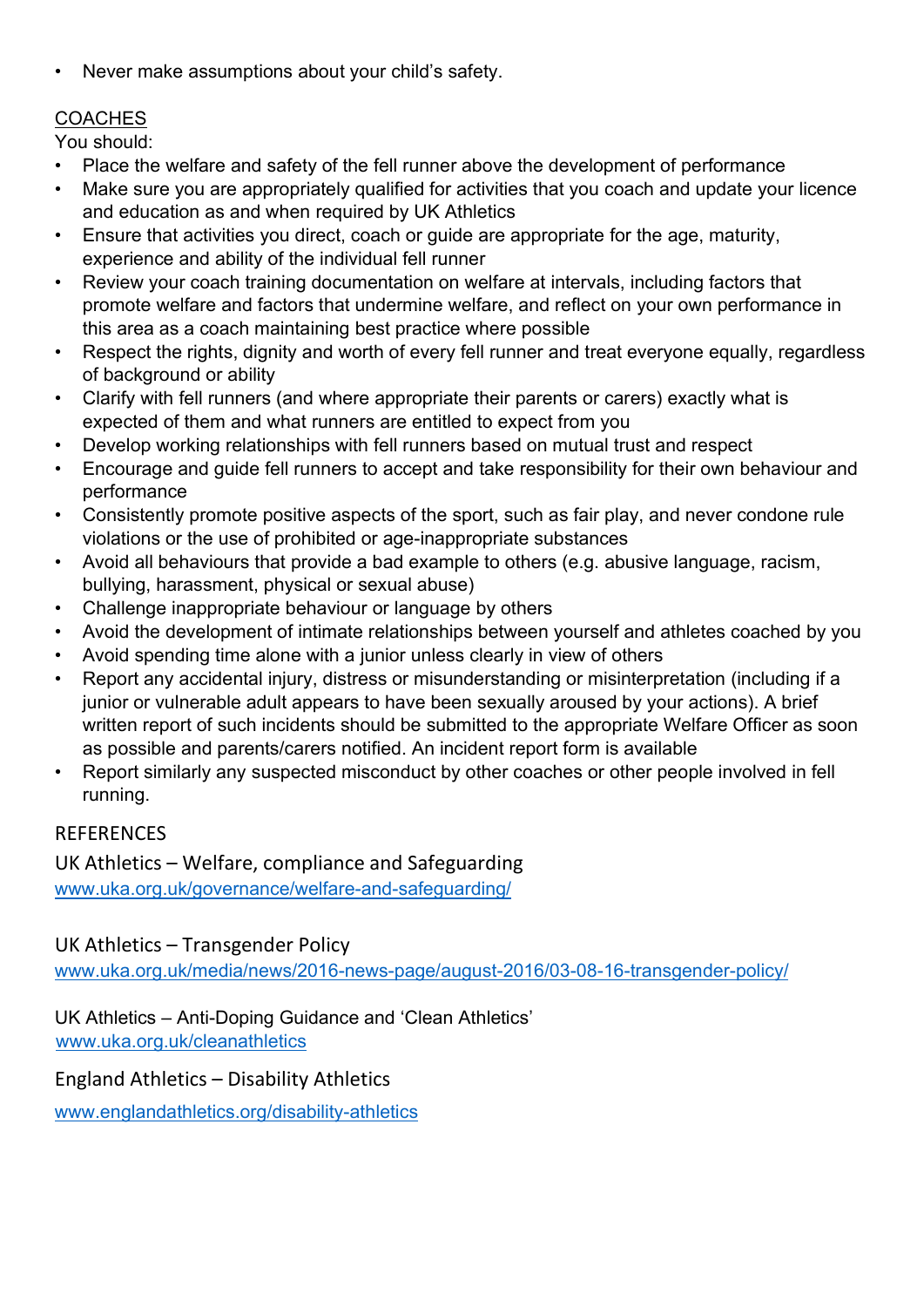- Never make assumptions about your child's safety.

## COACHES

You should:

- Place the welfare and safety of the fell runner above the development of performance
- Make sure you are appropriately qualified for activities that you coach and update your licence and education as and when required by UK Athletics
- Ensure that activities you direct, coach or guide are appropriate for the age, maturity, experience and ability of the individual fell runner
- Review your coach training documentation on welfare at intervals, including factors that promote welfare and factors that undermine welfare, and reflect on your own performance in this area as a coach maintaining best practice where possible
- Respect the rights, dignity and worth of every fell runner and treat everyone equally, regardless of background or ability
- Clarify with fell runners (and where appropriate their parents or carers) exactly what is expected of them and what runners are entitled to expect from you
- Develop working relationships with fell runners based on mutual trust and respect
- Encourage and guide fell runners to accept and take responsibility for their own behaviour and performance
- Consistently promote positive aspects of the sport, such as fair play, and never condone rule violations or the use of prohibited or age-inappropriate substances
- Avoid all behaviours that provide a bad example to others (e.g. abusive language, racism, bullying, harassment, physical or sexual abuse)
- Challenge inappropriate behaviour or language by others
- Avoid the development of intimate relationships between yourself and athletes coached by you
- Avoid spending time alone with a junior unless clearly in view of others
- Report any accidental injury, distress or misunderstanding or misinterpretation (including if a junior or vulnerable adult appears to have been sexually aroused by your actions). A brief written report of such incidents should be submitted to the appropriate Welfare Officer as soon as possible and parents/carers notified. An incident report form is available
- Report similarly any suspected misconduct by other coaches or other people involved in fell running.

## REFERENCES

UK Athletics – Welfare, compliance and Safeguarding
www.uka.org.uk/governance/welfare-and-safeguarding/

UK Athletics – Transgender Policy
www.uka.org.uk/media/news/2016-news-page/august-2016/03-08-16-transgender-policy/

UK Athletics – Anti-Doping Guidance and 'Clean Athletics'
www.uka.org.uk/cleanathletics

England Athletics – Disability Athletics
www.englandathletics.org/disability-athletics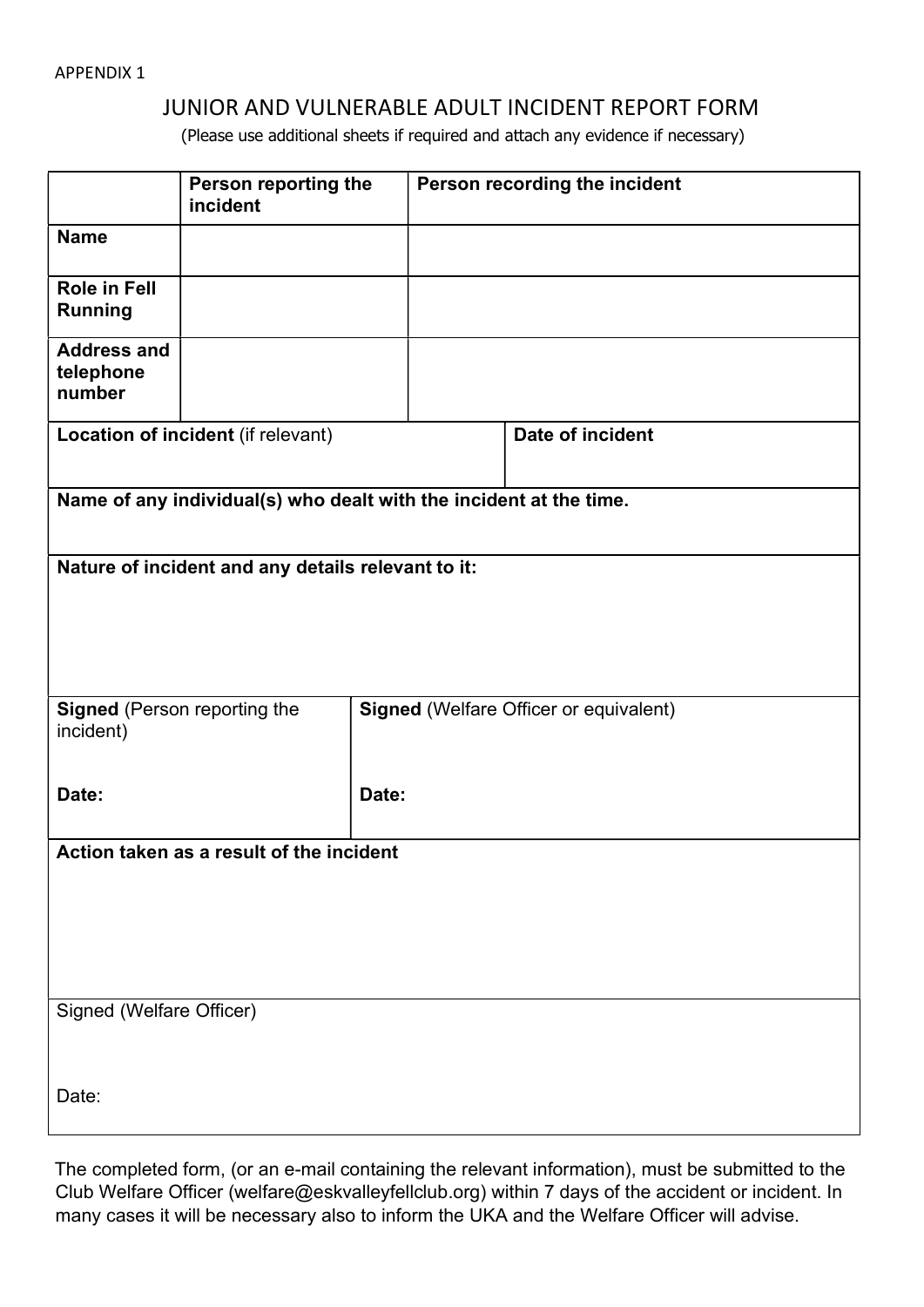APPENDIX 1

# JUNIOR AND VULNERABLE ADULT INCIDENT REPORT FORM

(Please use additional sheets if required and attach any evidence if necessary)

| | **Person reporting the incident** | **Person recording the incident** |
|---|---|---|
| **Name** | | |
| **Role in Fell Running** | | |
| **Address and telephone number** | | |

| **Location of incident** (if relevant) | **Date of incident** |
|---|---|
| | |

| **Name of any individual(s) who dealt with the incident at the time.** |
|---|
| |

| **Nature of incident and any details relevant to it:** |
|---|
| |

| **Signed** (Person reporting the incident) | **Signed** (Welfare Officer or equivalent) |
|---|---|
| **Date:** | **Date:** |

| **Action taken as a result of the incident** |
|---|
| |

| Signed (Welfare Officer) |
|---|
| Date: |

The completed form, (or an e-mail containing the relevant information), must be submitted to the Club Welfare Officer (welfare@eskvalleyfellclub.org) within 7 days of the accident or incident. In many cases it will be necessary also to inform the UKA and the Welfare Officer will advise.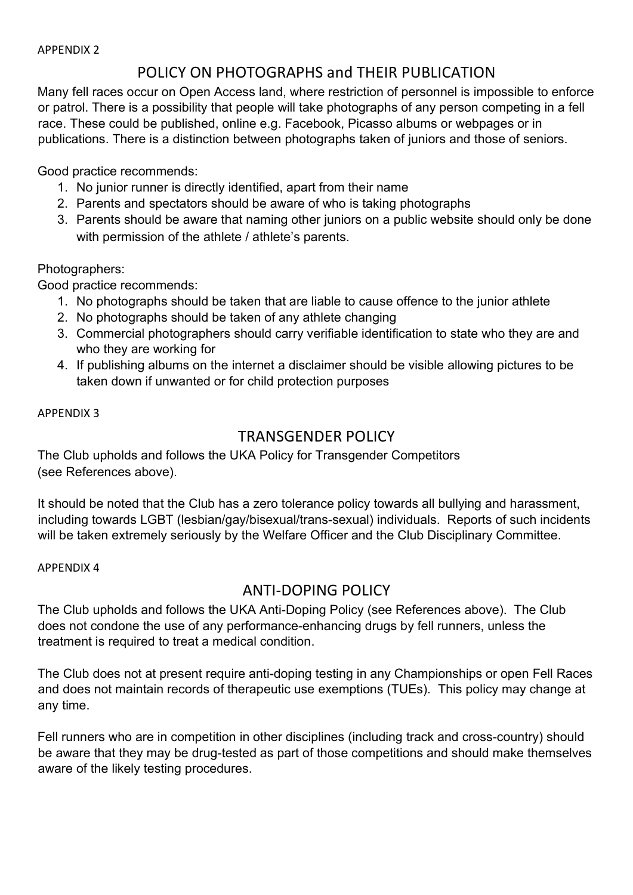APPENDIX 2

## POLICY ON PHOTOGRAPHS and THEIR PUBLICATION

Many fell races occur on Open Access land, where restriction of personnel is impossible to enforce or patrol. There is a possibility that people will take photographs of any person competing in a fell race. These could be published, online e.g. Facebook, Picasso albums or webpages or in publications. There is a distinction between photographs taken of juniors and those of seniors.

Good practice recommends:

1. No junior runner is directly identified, apart from their name
2. Parents and spectators should be aware of who is taking photographs
3. Parents should be aware that naming other juniors on a public website should only be done with permission of the athlete / athlete's parents.

Photographers:

Good practice recommends:

1. No photographs should be taken that are liable to cause offence to the junior athlete
2. No photographs should be taken of any athlete changing
3. Commercial photographers should carry verifiable identification to state who they are and who they are working for
4. If publishing albums on the internet a disclaimer should be visible allowing pictures to be taken down if unwanted or for child protection purposes

APPENDIX 3

## TRANSGENDER POLICY

The Club upholds and follows the UKA Policy for Transgender Competitors (see References above).

It should be noted that the Club has a zero tolerance policy towards all bullying and harassment, including towards LGBT (lesbian/gay/bisexual/trans-sexual) individuals. Reports of such incidents will be taken extremely seriously by the Welfare Officer and the Club Disciplinary Committee.

APPENDIX 4

## ANTI-DOPING POLICY

The Club upholds and follows the UKA Anti-Doping Policy (see References above). The Club does not condone the use of any performance-enhancing drugs by fell runners, unless the treatment is required to treat a medical condition.

The Club does not at present require anti-doping testing in any Championships or open Fell Races and does not maintain records of therapeutic use exemptions (TUEs). This policy may change at any time.

Fell runners who are in competition in other disciplines (including track and cross-country) should be aware that they may be drug-tested as part of those competitions and should make themselves aware of the likely testing procedures.